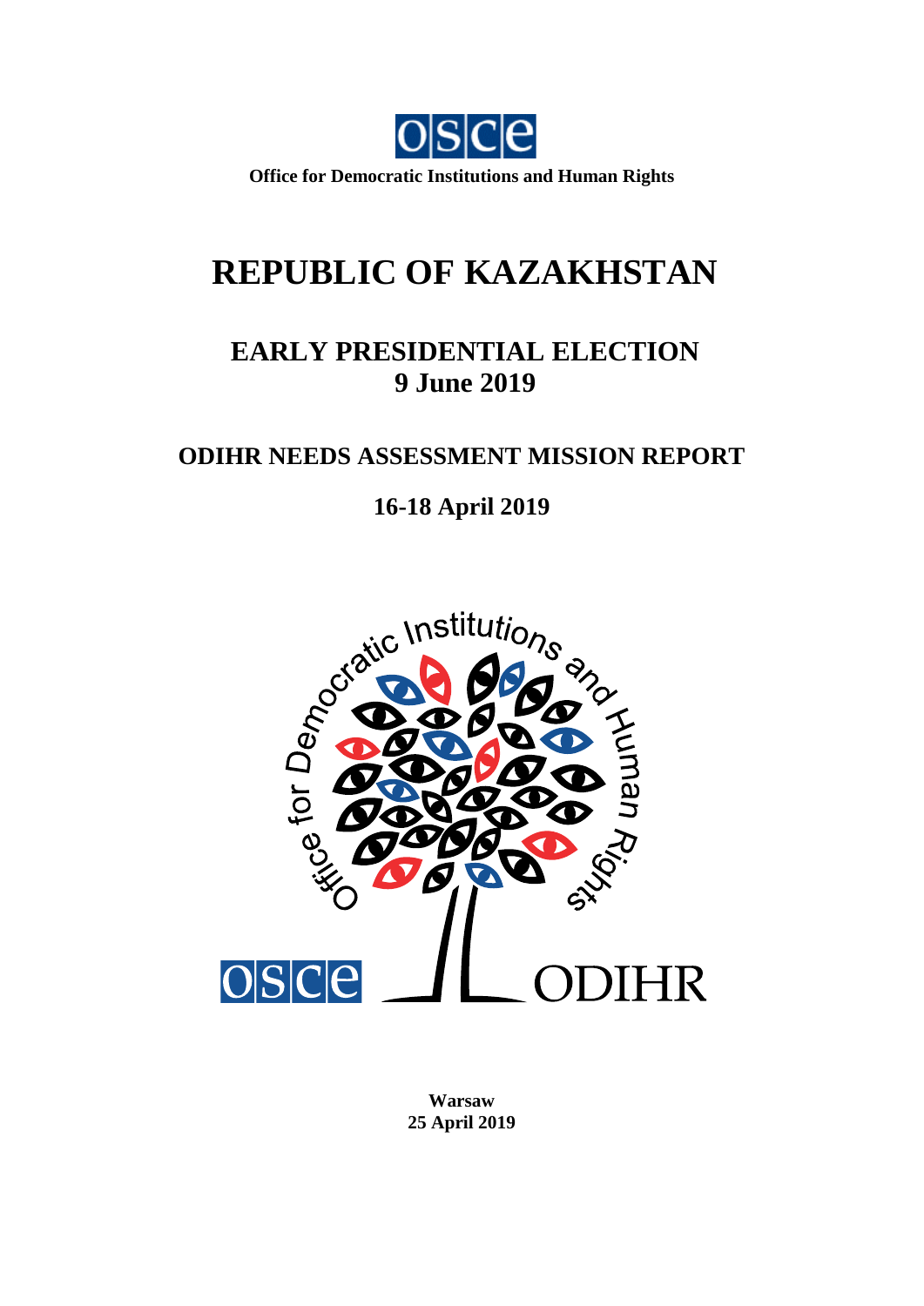Office for Democratic Institutions and Human Rights

# REPUBLIC OF KAZAKHSTAN

## EARLY PRESIDENTIAL ELECTION
## 9 June 2019

## ODIHR NEEDS ASSESSMENT MISSION REPORT

## 16-18 April 2019

**Warsaw**
**25 April 2019**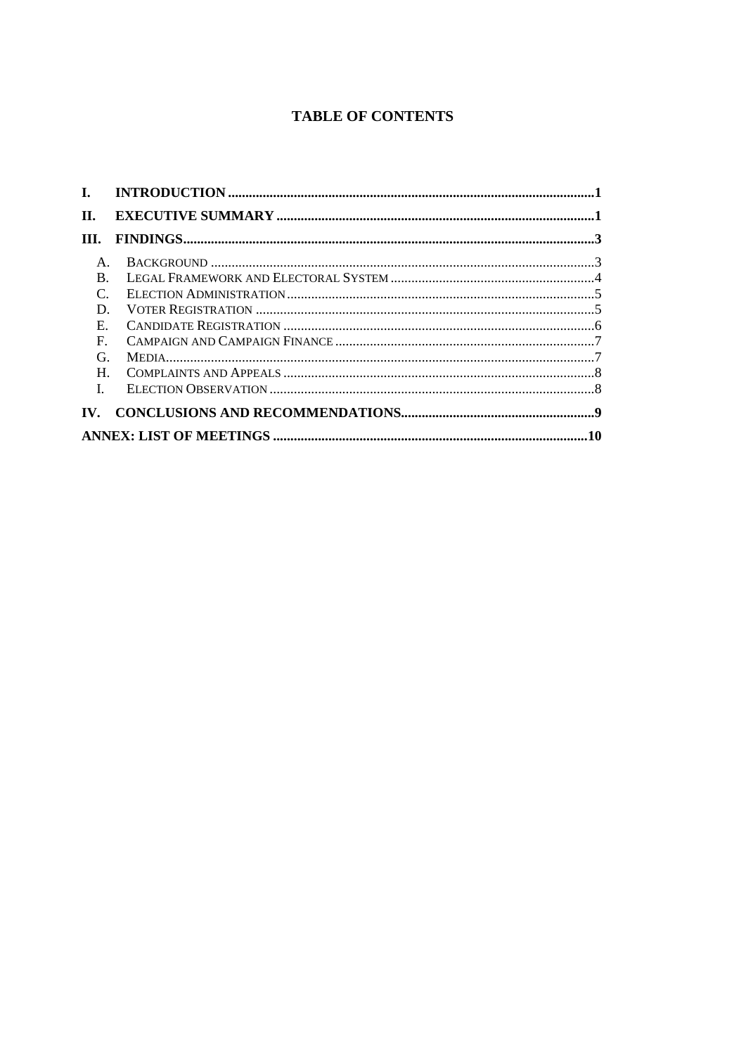## TABLE OF CONTENTS

**I. INTRODUCTION** .......... **1**

**II. EXECUTIVE SUMMARY** .......... **1**

**III. FINDINGS** .......... **3**

- A. Background .......... 3
- B. Legal Framework and Electoral System .......... 4
- C. Election Administration .......... 5
- D. Voter Registration .......... 5
- E. Candidate Registration .......... 6
- F. Campaign and Campaign Finance .......... 7
- G. Media .......... 7
- H. Complaints and Appeals .......... 8
- I. Election Observation .......... 8

**IV. CONCLUSIONS AND RECOMMENDATIONS** .......... **9**

**ANNEX: LIST OF MEETINGS** .......... **10**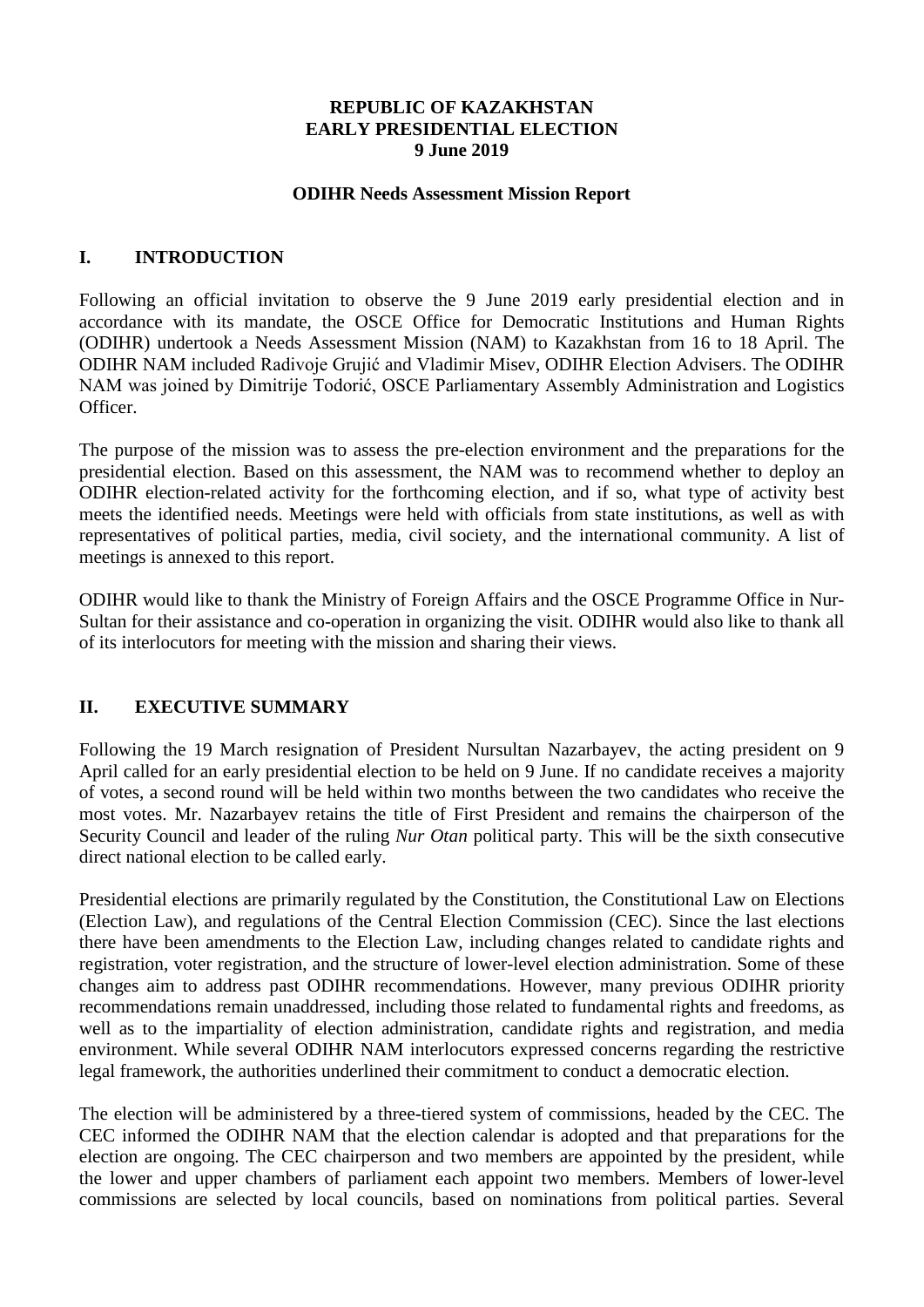**REPUBLIC OF KAZAKHSTAN**
**EARLY PRESIDENTIAL ELECTION**
**9 June 2019**

**ODIHR Needs Assessment Mission Report**

## I. INTRODUCTION

Following an official invitation to observe the 9 June 2019 early presidential election and in accordance with its mandate, the OSCE Office for Democratic Institutions and Human Rights (ODIHR) undertook a Needs Assessment Mission (NAM) to Kazakhstan from 16 to 18 April. The ODIHR NAM included Radivoje Grujić and Vladimir Misev, ODIHR Election Advisers. The ODIHR NAM was joined by Dimitrije Todorić, OSCE Parliamentary Assembly Administration and Logistics Officer.

The purpose of the mission was to assess the pre-election environment and the preparations for the presidential election. Based on this assessment, the NAM was to recommend whether to deploy an ODIHR election-related activity for the forthcoming election, and if so, what type of activity best meets the identified needs. Meetings were held with officials from state institutions, as well as with representatives of political parties, media, civil society, and the international community. A list of meetings is annexed to this report.

ODIHR would like to thank the Ministry of Foreign Affairs and the OSCE Programme Office in Nur-Sultan for their assistance and co-operation in organizing the visit. ODIHR would also like to thank all of its interlocutors for meeting with the mission and sharing their views.

## II. EXECUTIVE SUMMARY

Following the 19 March resignation of President Nursultan Nazarbayev, the acting president on 9 April called for an early presidential election to be held on 9 June. If no candidate receives a majority of votes, a second round will be held within two months between the two candidates who receive the most votes. Mr. Nazarbayev retains the title of First President and remains the chairperson of the Security Council and leader of the ruling *Nur Otan* political party. This will be the sixth consecutive direct national election to be called early.

Presidential elections are primarily regulated by the Constitution, the Constitutional Law on Elections (Election Law), and regulations of the Central Election Commission (CEC). Since the last elections there have been amendments to the Election Law, including changes related to candidate rights and registration, voter registration, and the structure of lower-level election administration. Some of these changes aim to address past ODIHR recommendations. However, many previous ODIHR priority recommendations remain unaddressed, including those related to fundamental rights and freedoms, as well as to the impartiality of election administration, candidate rights and registration, and media environment. While several ODIHR NAM interlocutors expressed concerns regarding the restrictive legal framework, the authorities underlined their commitment to conduct a democratic election.

The election will be administered by a three-tiered system of commissions, headed by the CEC. The CEC informed the ODIHR NAM that the election calendar is adopted and that preparations for the election are ongoing. The CEC chairperson and two members are appointed by the president, while the lower and upper chambers of parliament each appoint two members. Members of lower-level commissions are selected by local councils, based on nominations from political parties. Several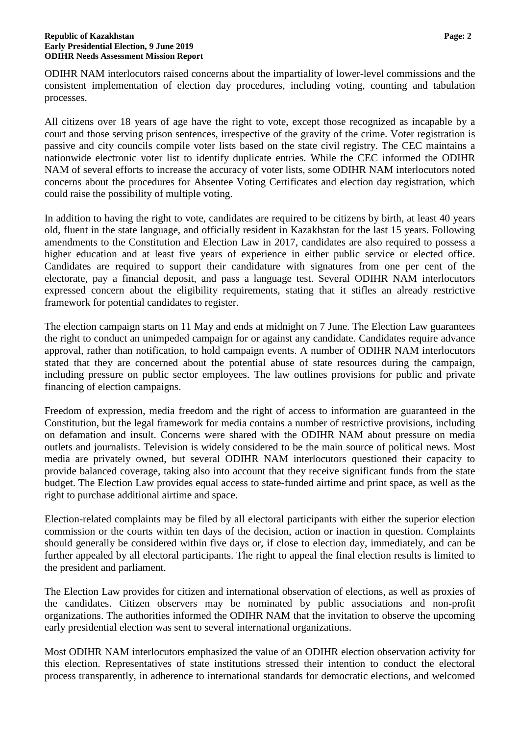ODIHR NAM interlocutors raised concerns about the impartiality of lower-level commissions and the consistent implementation of election day procedures, including voting, counting and tabulation processes.

All citizens over 18 years of age have the right to vote, except those recognized as incapable by a court and those serving prison sentences, irrespective of the gravity of the crime. Voter registration is passive and city councils compile voter lists based on the state civil registry. The CEC maintains a nationwide electronic voter list to identify duplicate entries. While the CEC informed the ODIHR NAM of several efforts to increase the accuracy of voter lists, some ODIHR NAM interlocutors noted concerns about the procedures for Absentee Voting Certificates and election day registration, which could raise the possibility of multiple voting.

In addition to having the right to vote, candidates are required to be citizens by birth, at least 40 years old, fluent in the state language, and officially resident in Kazakhstan for the last 15 years. Following amendments to the Constitution and Election Law in 2017, candidates are also required to possess a higher education and at least five years of experience in either public service or elected office. Candidates are required to support their candidature with signatures from one per cent of the electorate, pay a financial deposit, and pass a language test. Several ODIHR NAM interlocutors expressed concern about the eligibility requirements, stating that it stifles an already restrictive framework for potential candidates to register.

The election campaign starts on 11 May and ends at midnight on 7 June. The Election Law guarantees the right to conduct an unimpeded campaign for or against any candidate. Candidates require advance approval, rather than notification, to hold campaign events. A number of ODIHR NAM interlocutors stated that they are concerned about the potential abuse of state resources during the campaign, including pressure on public sector employees. The law outlines provisions for public and private financing of election campaigns.

Freedom of expression, media freedom and the right of access to information are guaranteed in the Constitution, but the legal framework for media contains a number of restrictive provisions, including on defamation and insult. Concerns were shared with the ODIHR NAM about pressure on media outlets and journalists. Television is widely considered to be the main source of political news. Most media are privately owned, but several ODIHR NAM interlocutors questioned their capacity to provide balanced coverage, taking also into account that they receive significant funds from the state budget. The Election Law provides equal access to state-funded airtime and print space, as well as the right to purchase additional airtime and space.

Election-related complaints may be filed by all electoral participants with either the superior election commission or the courts within ten days of the decision, action or inaction in question. Complaints should generally be considered within five days or, if close to election day, immediately, and can be further appealed by all electoral participants. The right to appeal the final election results is limited to the president and parliament.

The Election Law provides for citizen and international observation of elections, as well as proxies of the candidates. Citizen observers may be nominated by public associations and non-profit organizations. The authorities informed the ODIHR NAM that the invitation to observe the upcoming early presidential election was sent to several international organizations.

Most ODIHR NAM interlocutors emphasized the value of an ODIHR election observation activity for this election. Representatives of state institutions stressed their intention to conduct the electoral process transparently, in adherence to international standards for democratic elections, and welcomed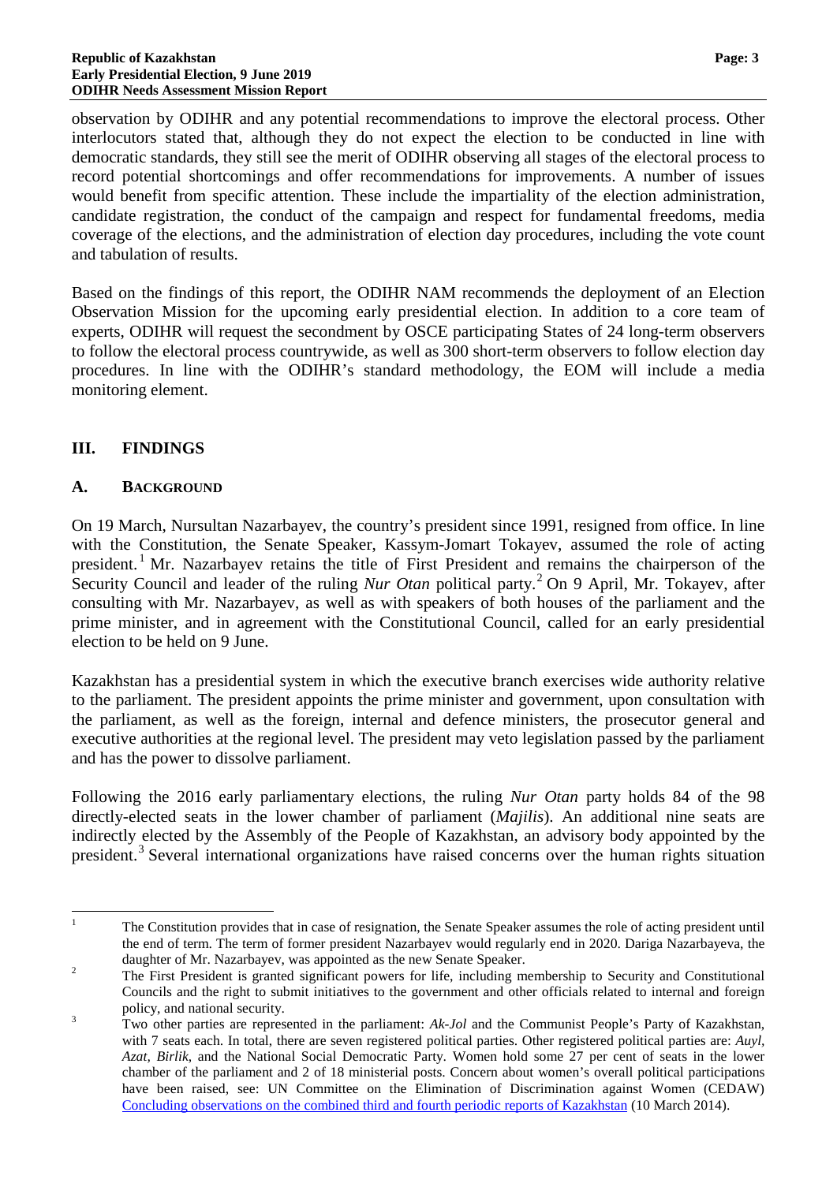observation by ODIHR and any potential recommendations to improve the electoral process. Other interlocutors stated that, although they do not expect the election to be conducted in line with democratic standards, they still see the merit of ODIHR observing all stages of the electoral process to record potential shortcomings and offer recommendations for improvements. A number of issues would benefit from specific attention. These include the impartiality of the election administration, candidate registration, the conduct of the campaign and respect for fundamental freedoms, media coverage of the elections, and the administration of election day procedures, including the vote count and tabulation of results.

Based on the findings of this report, the ODIHR NAM recommends the deployment of an Election Observation Mission for the upcoming early presidential election. In addition to a core team of experts, ODIHR will request the secondment by OSCE participating States of 24 long-term observers to follow the electoral process countrywide, as well as 300 short-term observers to follow election day procedures. In line with the ODIHR's standard methodology, the EOM will include a media monitoring element.

## III. FINDINGS

### A. BACKGROUND

On 19 March, Nursultan Nazarbayev, the country's president since 1991, resigned from office. In line with the Constitution, the Senate Speaker, Kassym-Jomart Tokayev, assumed the role of acting president.[1] Mr. Nazarbayev retains the title of First President and remains the chairperson of the Security Council and leader of the ruling *Nur Otan* political party.[2] On 9 April, Mr. Tokayev, after consulting with Mr. Nazarbayev, as well as with speakers of both houses of the parliament and the prime minister, and in agreement with the Constitutional Council, called for an early presidential election to be held on 9 June.

Kazakhstan has a presidential system in which the executive branch exercises wide authority relative to the parliament. The president appoints the prime minister and government, upon consultation with the parliament, as well as the foreign, internal and defence ministers, the prosecutor general and executive authorities at the regional level. The president may veto legislation passed by the parliament and has the power to dissolve parliament.

Following the 2016 early parliamentary elections, the ruling *Nur Otan* party holds 84 of the 98 directly-elected seats in the lower chamber of parliament (*Majilis*). An additional nine seats are indirectly elected by the Assembly of the People of Kazakhstan, an advisory body appointed by the president.[3] Several international organizations have raised concerns over the human rights situation

---

[1] The Constitution provides that in case of resignation, the Senate Speaker assumes the role of acting president until the end of term. The term of former president Nazarbayev would regularly end in 2020. Dariga Nazarbayeva, the daughter of Mr. Nazarbayev, was appointed as the new Senate Speaker.

[2] The First President is granted significant powers for life, including membership to Security and Constitutional Councils and the right to submit initiatives to the government and other officials related to internal and foreign policy, and national security.

[3] Two other parties are represented in the parliament: *Ak-Jol* and the Communist People's Party of Kazakhstan, with 7 seats each. In total, there are seven registered political parties. Other registered political parties are: *Auyl*, *Azat*, *Birlik*, and the National Social Democratic Party. Women hold some 27 per cent of seats in the lower chamber of the parliament and 2 of 18 ministerial posts. Concern about women's overall political participations have been raised, see: UN Committee on the Elimination of Discrimination against Women (CEDAW) Concluding observations on the combined third and fourth periodic reports of Kazakhstan (10 March 2014).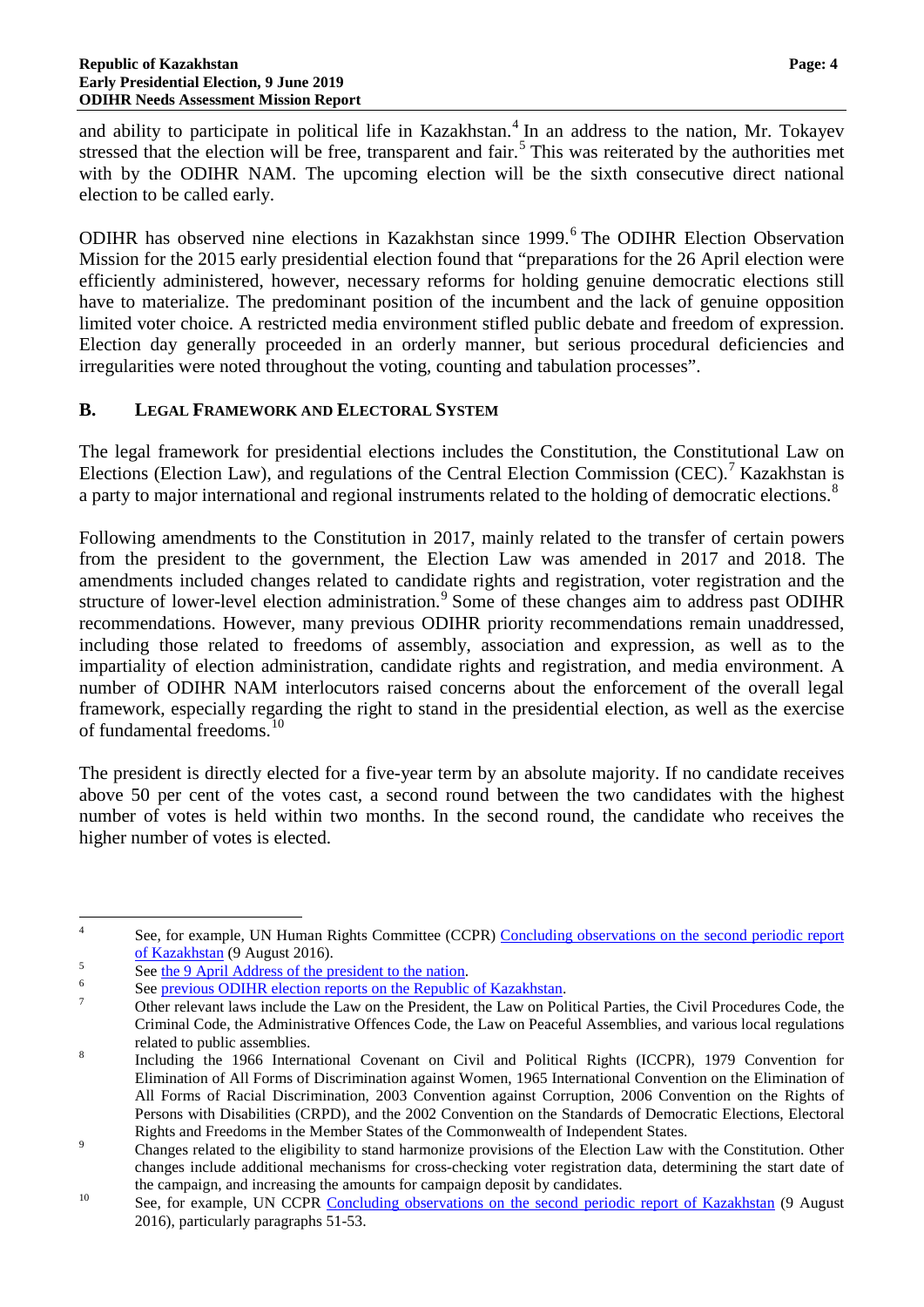and ability to participate in political life in Kazakhstan.[4] In an address to the nation, Mr. Tokayev stressed that the election will be free, transparent and fair.[5] This was reiterated by the authorities met with by the ODIHR NAM. The upcoming election will be the sixth consecutive direct national election to be called early.

ODIHR has observed nine elections in Kazakhstan since 1999.[6] The ODIHR Election Observation Mission for the 2015 early presidential election found that "preparations for the 26 April election were efficiently administered, however, necessary reforms for holding genuine democratic elections still have to materialize. The predominant position of the incumbent and the lack of genuine opposition limited voter choice. A restricted media environment stifled public debate and freedom of expression. Election day generally proceeded in an orderly manner, but serious procedural deficiencies and irregularities were noted throughout the voting, counting and tabulation processes".

## B. Legal Framework and Electoral System

The legal framework for presidential elections includes the Constitution, the Constitutional Law on Elections (Election Law), and regulations of the Central Election Commission (CEC).[7] Kazakhstan is a party to major international and regional instruments related to the holding of democratic elections.[8]

Following amendments to the Constitution in 2017, mainly related to the transfer of certain powers from the president to the government, the Election Law was amended in 2017 and 2018. The amendments included changes related to candidate rights and registration, voter registration and the structure of lower-level election administration.[9] Some of these changes aim to address past ODIHR recommendations. However, many previous ODIHR priority recommendations remain unaddressed, including those related to freedoms of assembly, association and expression, as well as to the impartiality of election administration, candidate rights and registration, and media environment. A number of ODIHR NAM interlocutors raised concerns about the enforcement of the overall legal framework, especially regarding the right to stand in the presidential election, as well as the exercise of fundamental freedoms.[10]

The president is directly elected for a five-year term by an absolute majority. If no candidate receives above 50 per cent of the votes cast, a second round between the two candidates with the highest number of votes is held within two months. In the second round, the candidate who receives the higher number of votes is elected.

---

[4] See, for example, UN Human Rights Committee (CCPR) Concluding observations on the second periodic report of Kazakhstan (9 August 2016).

[5] See the 9 April Address of the president to the nation.

[6] See previous ODIHR election reports on the Republic of Kazakhstan.

[7] Other relevant laws include the Law on the President, the Law on Political Parties, the Civil Procedures Code, the Criminal Code, the Administrative Offences Code, the Law on Peaceful Assemblies, and various local regulations related to public assemblies.

[8] Including the 1966 International Covenant on Civil and Political Rights (ICCPR), 1979 Convention for Elimination of All Forms of Discrimination against Women, 1965 International Convention on the Elimination of All Forms of Racial Discrimination, 2003 Convention against Corruption, 2006 Convention on the Rights of Persons with Disabilities (CRPD), and the 2002 Convention on the Standards of Democratic Elections, Electoral Rights and Freedoms in the Member States of the Commonwealth of Independent States.

[9] Changes related to the eligibility to stand harmonize provisions of the Election Law with the Constitution. Other changes include additional mechanisms for cross-checking voter registration data, determining the start date of the campaign, and increasing the amounts for campaign deposit by candidates.

[10] See, for example, UN CCPR Concluding observations on the second periodic report of Kazakhstan (9 August 2016), particularly paragraphs 51-53.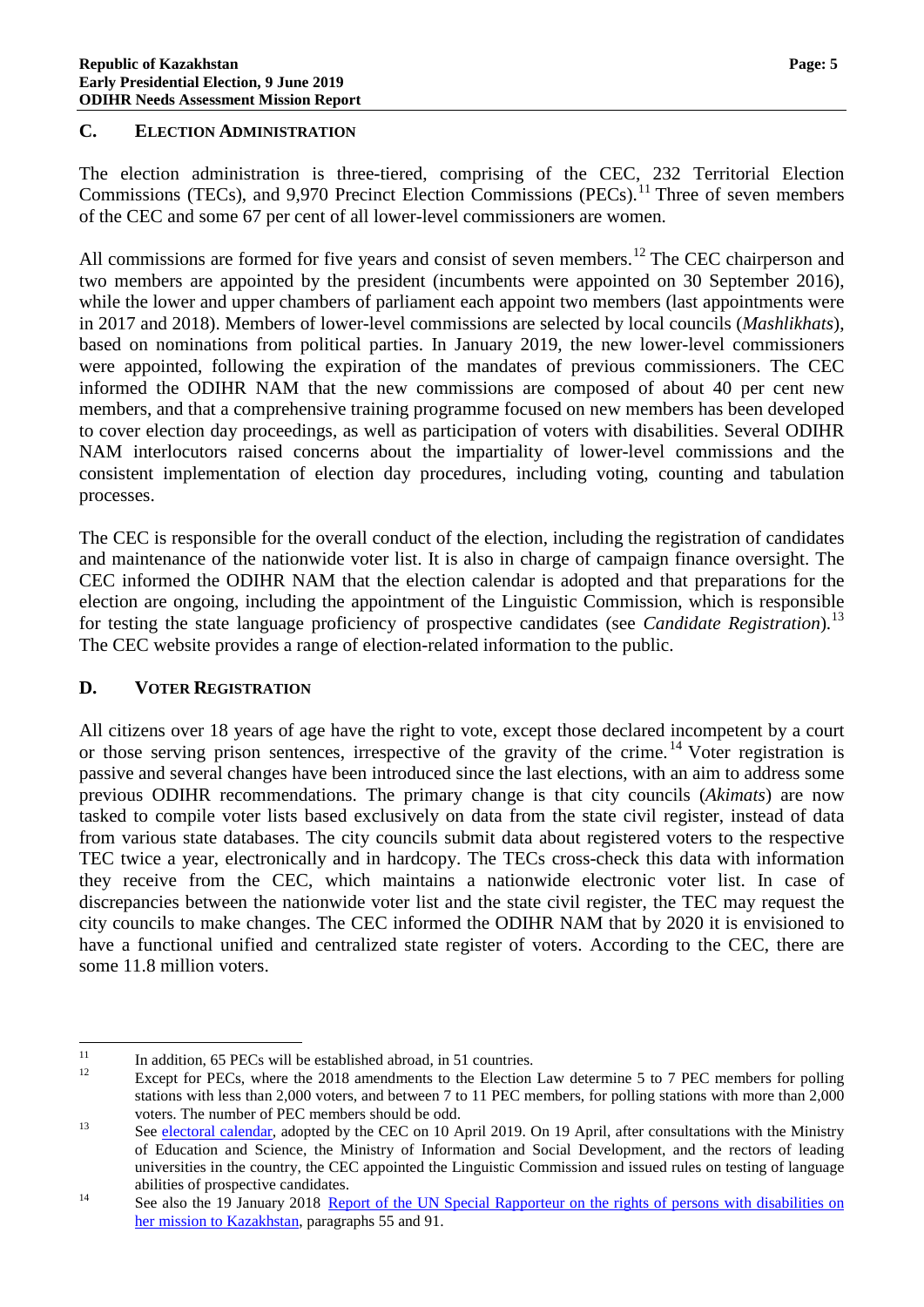## C. ELECTION ADMINISTRATION

The election administration is three-tiered, comprising of the CEC, 232 Territorial Election Commissions (TECs), and 9,970 Precinct Election Commissions (PECs).[11] Three of seven members of the CEC and some 67 per cent of all lower-level commissioners are women.

All commissions are formed for five years and consist of seven members.[12] The CEC chairperson and two members are appointed by the president (incumbents were appointed on 30 September 2016), while the lower and upper chambers of parliament each appoint two members (last appointments were in 2017 and 2018). Members of lower-level commissions are selected by local councils (*Mashlikhats*), based on nominations from political parties. In January 2019, the new lower-level commissioners were appointed, following the expiration of the mandates of previous commissioners. The CEC informed the ODIHR NAM that the new commissions are composed of about 40 per cent new members, and that a comprehensive training programme focused on new members has been developed to cover election day proceedings, as well as participation of voters with disabilities. Several ODIHR NAM interlocutors raised concerns about the impartiality of lower-level commissions and the consistent implementation of election day procedures, including voting, counting and tabulation processes.

The CEC is responsible for the overall conduct of the election, including the registration of candidates and maintenance of the nationwide voter list. It is also in charge of campaign finance oversight. The CEC informed the ODIHR NAM that the election calendar is adopted and that preparations for the election are ongoing, including the appointment of the Linguistic Commission, which is responsible for testing the state language proficiency of prospective candidates (see *Candidate Registration*).[13] The CEC website provides a range of election-related information to the public.

## D. VOTER REGISTRATION

All citizens over 18 years of age have the right to vote, except those declared incompetent by a court or those serving prison sentences, irrespective of the gravity of the crime.[14] Voter registration is passive and several changes have been introduced since the last elections, with an aim to address some previous ODIHR recommendations. The primary change is that city councils (*Akimats*) are now tasked to compile voter lists based exclusively on data from the state civil register, instead of data from various state databases. The city councils submit data about registered voters to the respective TEC twice a year, electronically and in hardcopy. The TECs cross-check this data with information they receive from the CEC, which maintains a nationwide electronic voter list. In case of discrepancies between the nationwide voter list and the state civil register, the TEC may request the city councils to make changes. The CEC informed the ODIHR NAM that by 2020 it is envisioned to have a functional unified and centralized state register of voters. According to the CEC, there are some 11.8 million voters.

---

[11] In addition, 65 PECs will be established abroad, in 51 countries.

[12] Except for PECs, where the 2018 amendments to the Election Law determine 5 to 7 PEC members for polling stations with less than 2,000 voters, and between 7 to 11 PEC members, for polling stations with more than 2,000 voters. The number of PEC members should be odd.

[13] See electoral calendar, adopted by the CEC on 10 April 2019. On 19 April, after consultations with the Ministry of Education and Science, the Ministry of Information and Social Development, and the rectors of leading universities in the country, the CEC appointed the Linguistic Commission and issued rules on testing of language abilities of prospective candidates.

[14] See also the 19 January 2018 Report of the UN Special Rapporteur on the rights of persons with disabilities on her mission to Kazakhstan, paragraphs 55 and 91.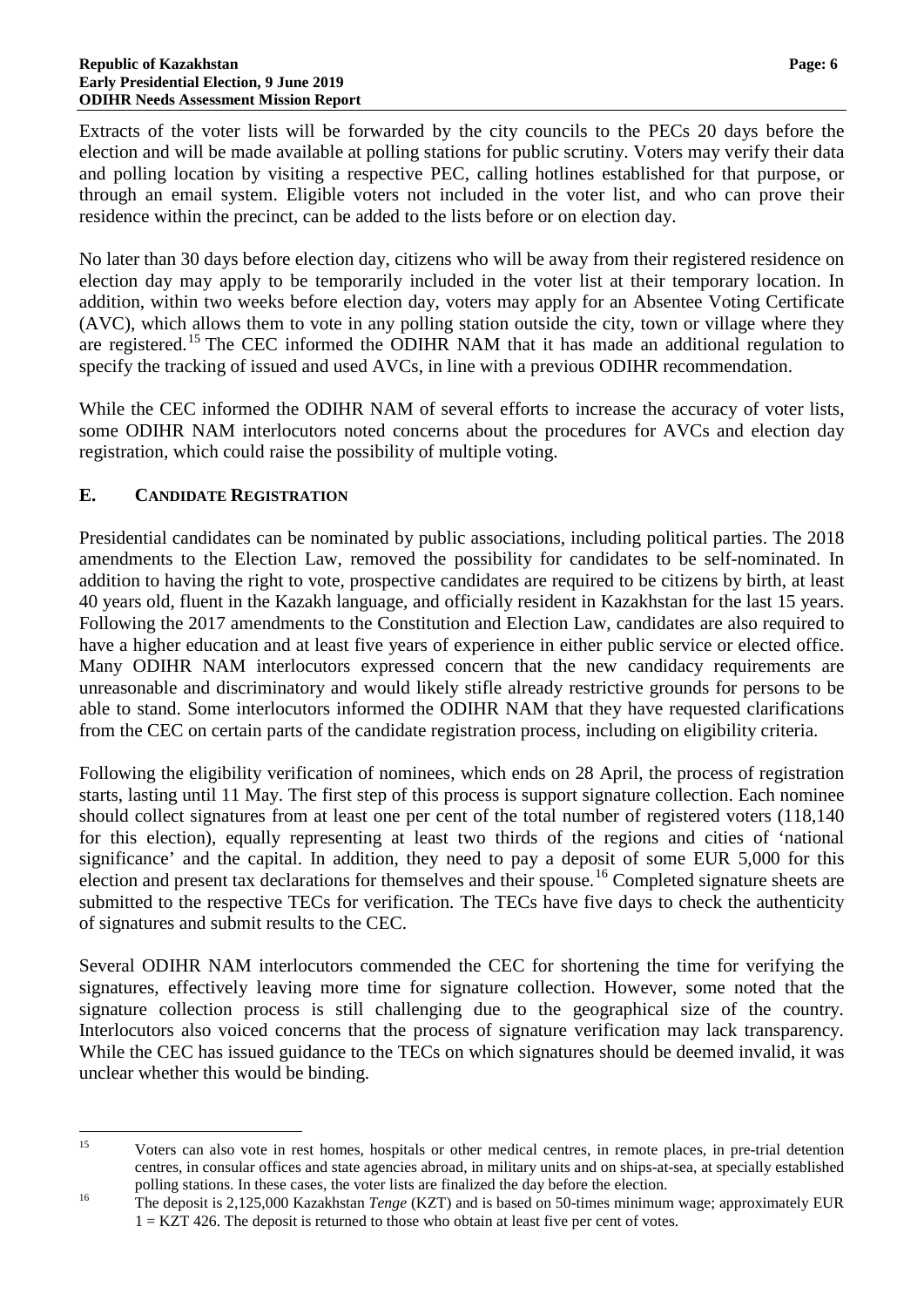Extracts of the voter lists will be forwarded by the city councils to the PECs 20 days before the election and will be made available at polling stations for public scrutiny. Voters may verify their data and polling location by visiting a respective PEC, calling hotlines established for that purpose, or through an email system. Eligible voters not included in the voter list, and who can prove their residence within the precinct, can be added to the lists before or on election day.

No later than 30 days before election day, citizens who will be away from their registered residence on election day may apply to be temporarily included in the voter list at their temporary location. In addition, within two weeks before election day, voters may apply for an Absentee Voting Certificate (AVC), which allows them to vote in any polling station outside the city, town or village where they are registered.[15] The CEC informed the ODIHR NAM that it has made an additional regulation to specify the tracking of issued and used AVCs, in line with a previous ODIHR recommendation.

While the CEC informed the ODIHR NAM of several efforts to increase the accuracy of voter lists, some ODIHR NAM interlocutors noted concerns about the procedures for AVCs and election day registration, which could raise the possibility of multiple voting.

## E. CANDIDATE REGISTRATION

Presidential candidates can be nominated by public associations, including political parties. The 2018 amendments to the Election Law, removed the possibility for candidates to be self-nominated. In addition to having the right to vote, prospective candidates are required to be citizens by birth, at least 40 years old, fluent in the Kazakh language, and officially resident in Kazakhstan for the last 15 years. Following the 2017 amendments to the Constitution and Election Law, candidates are also required to have a higher education and at least five years of experience in either public service or elected office. Many ODIHR NAM interlocutors expressed concern that the new candidacy requirements are unreasonable and discriminatory and would likely stifle already restrictive grounds for persons to be able to stand. Some interlocutors informed the ODIHR NAM that they have requested clarifications from the CEC on certain parts of the candidate registration process, including on eligibility criteria.

Following the eligibility verification of nominees, which ends on 28 April, the process of registration starts, lasting until 11 May. The first step of this process is support signature collection. Each nominee should collect signatures from at least one per cent of the total number of registered voters (118,140 for this election), equally representing at least two thirds of the regions and cities of 'national significance' and the capital. In addition, they need to pay a deposit of some EUR 5,000 for this election and present tax declarations for themselves and their spouse.[16] Completed signature sheets are submitted to the respective TECs for verification. The TECs have five days to check the authenticity of signatures and submit results to the CEC.

Several ODIHR NAM interlocutors commended the CEC for shortening the time for verifying the signatures, effectively leaving more time for signature collection. However, some noted that the signature collection process is still challenging due to the geographical size of the country. Interlocutors also voiced concerns that the process of signature verification may lack transparency. While the CEC has issued guidance to the TECs on which signatures should be deemed invalid, it was unclear whether this would be binding.

---

[15] Voters can also vote in rest homes, hospitals or other medical centres, in remote places, in pre-trial detention centres, in consular offices and state agencies abroad, in military units and on ships-at-sea, at specially established polling stations. In these cases, the voter lists are finalized the day before the election.

[16] The deposit is 2,125,000 Kazakhstan *Tenge* (KZT) and is based on 50-times minimum wage; approximately EUR 1 = KZT 426. The deposit is returned to those who obtain at least five per cent of votes.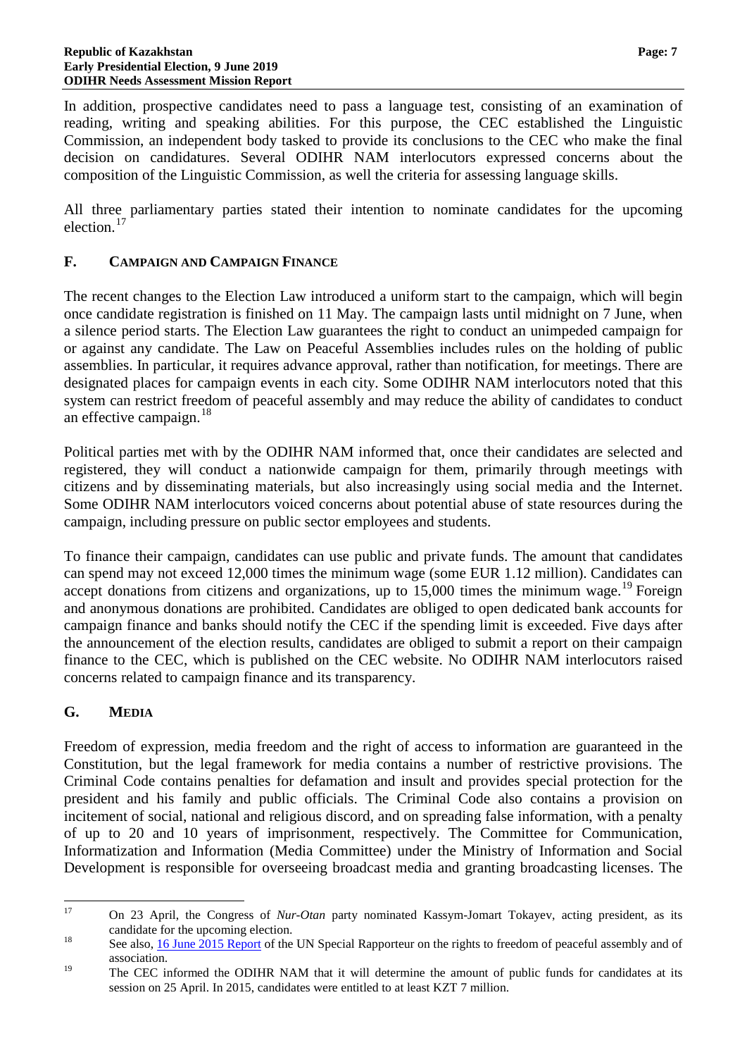In addition, prospective candidates need to pass a language test, consisting of an examination of reading, writing and speaking abilities. For this purpose, the CEC established the Linguistic Commission, an independent body tasked to provide its conclusions to the CEC who make the final decision on candidatures. Several ODIHR NAM interlocutors expressed concerns about the composition of the Linguistic Commission, as well the criteria for assessing language skills.

All three parliamentary parties stated their intention to nominate candidates for the upcoming election.[17]

## F. Campaign and Campaign Finance

The recent changes to the Election Law introduced a uniform start to the campaign, which will begin once candidate registration is finished on 11 May. The campaign lasts until midnight on 7 June, when a silence period starts. The Election Law guarantees the right to conduct an unimpeded campaign for or against any candidate. The Law on Peaceful Assemblies includes rules on the holding of public assemblies. In particular, it requires advance approval, rather than notification, for meetings. There are designated places for campaign events in each city. Some ODIHR NAM interlocutors noted that this system can restrict freedom of peaceful assembly and may reduce the ability of candidates to conduct an effective campaign.[18]

Political parties met with by the ODIHR NAM informed that, once their candidates are selected and registered, they will conduct a nationwide campaign for them, primarily through meetings with citizens and by disseminating materials, but also increasingly using social media and the Internet. Some ODIHR NAM interlocutors voiced concerns about potential abuse of state resources during the campaign, including pressure on public sector employees and students.

To finance their campaign, candidates can use public and private funds. The amount that candidates can spend may not exceed 12,000 times the minimum wage (some EUR 1.12 million). Candidates can accept donations from citizens and organizations, up to 15,000 times the minimum wage.[19] Foreign and anonymous donations are prohibited. Candidates are obliged to open dedicated bank accounts for campaign finance and banks should notify the CEC if the spending limit is exceeded. Five days after the announcement of the election results, candidates are obliged to submit a report on their campaign finance to the CEC, which is published on the CEC website. No ODIHR NAM interlocutors raised concerns related to campaign finance and its transparency.

## G. Media

Freedom of expression, media freedom and the right of access to information are guaranteed in the Constitution, but the legal framework for media contains a number of restrictive provisions. The Criminal Code contains penalties for defamation and insult and provides special protection for the president and his family and public officials. The Criminal Code also contains a provision on incitement of social, national and religious discord, and on spreading false information, with a penalty of up to 20 and 10 years of imprisonment, respectively. The Committee for Communication, Informatization and Information (Media Committee) under the Ministry of Information and Social Development is responsible for overseeing broadcast media and granting broadcasting licenses. The

---

[17] On 23 April, the Congress of *Nur-Otan* party nominated Kassym-Jomart Tokayev, acting president, as its candidate for the upcoming election.

[18] See also, 16 June 2015 Report of the UN Special Rapporteur on the rights to freedom of peaceful assembly and of association.

[19] The CEC informed the ODIHR NAM that it will determine the amount of public funds for candidates at its session on 25 April. In 2015, candidates were entitled to at least KZT 7 million.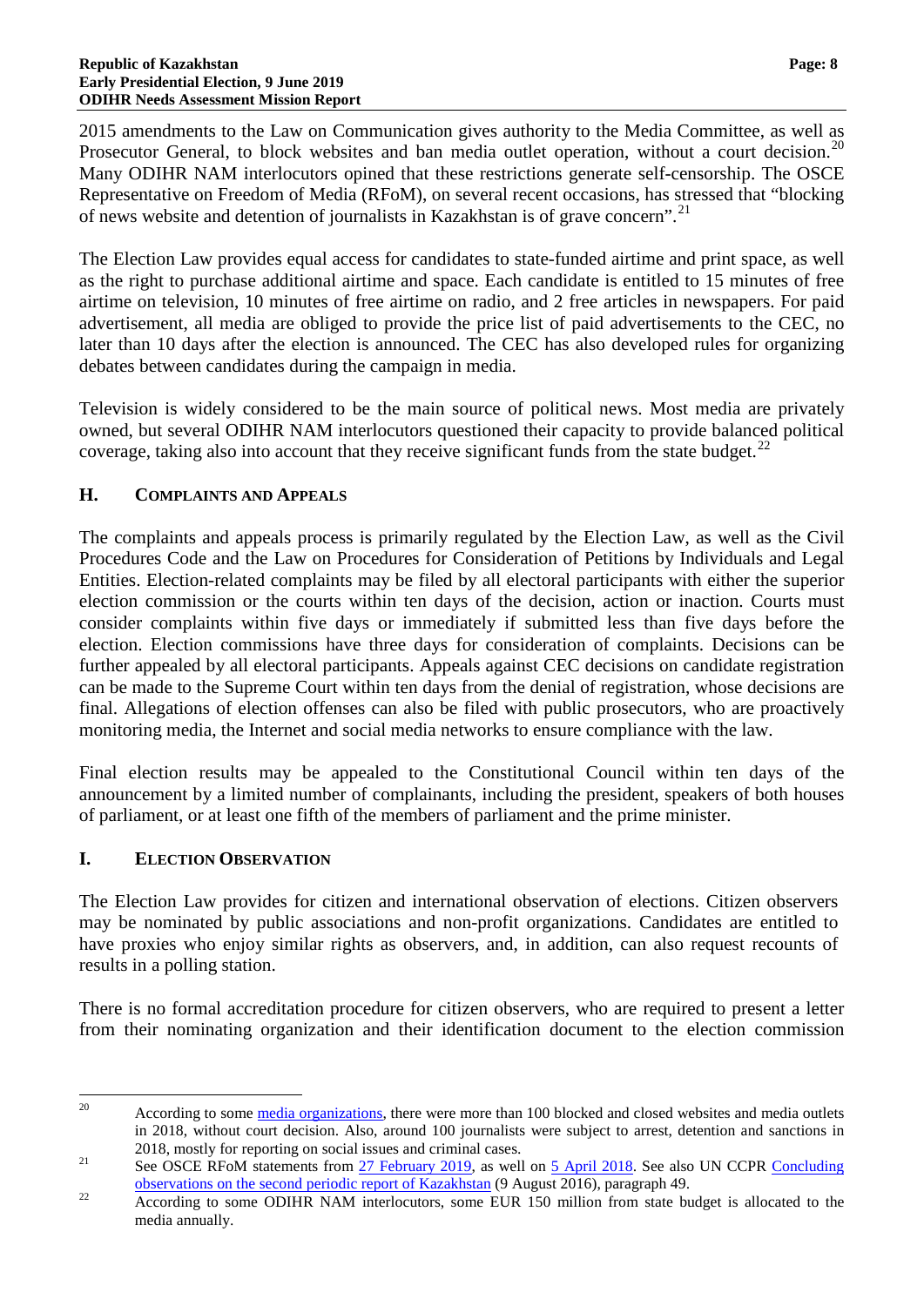2015 amendments to the Law on Communication gives authority to the Media Committee, as well as Prosecutor General, to block websites and ban media outlet operation, without a court decision.[20] Many ODIHR NAM interlocutors opined that these restrictions generate self-censorship. The OSCE Representative on Freedom of Media (RFoM), on several recent occasions, has stressed that "blocking of news website and detention of journalists in Kazakhstan is of grave concern".[21]

The Election Law provides equal access for candidates to state-funded airtime and print space, as well as the right to purchase additional airtime and space. Each candidate is entitled to 15 minutes of free airtime on television, 10 minutes of free airtime on radio, and 2 free articles in newspapers. For paid advertisement, all media are obliged to provide the price list of paid advertisements to the CEC, no later than 10 days after the election is announced. The CEC has also developed rules for organizing debates between candidates during the campaign in media.

Television is widely considered to be the main source of political news. Most media are privately owned, but several ODIHR NAM interlocutors questioned their capacity to provide balanced political coverage, taking also into account that they receive significant funds from the state budget.[22]

## H. Complaints and Appeals

The complaints and appeals process is primarily regulated by the Election Law, as well as the Civil Procedures Code and the Law on Procedures for Consideration of Petitions by Individuals and Legal Entities. Election-related complaints may be filed by all electoral participants with either the superior election commission or the courts within ten days of the decision, action or inaction. Courts must consider complaints within five days or immediately if submitted less than five days before the election. Election commissions have three days for consideration of complaints. Decisions can be further appealed by all electoral participants. Appeals against CEC decisions on candidate registration can be made to the Supreme Court within ten days from the denial of registration, whose decisions are final. Allegations of election offenses can also be filed with public prosecutors, who are proactively monitoring media, the Internet and social media networks to ensure compliance with the law.

Final election results may be appealed to the Constitutional Council within ten days of the announcement by a limited number of complainants, including the president, speakers of both houses of parliament, or at least one fifth of the members of parliament and the prime minister.

## I. Election Observation

The Election Law provides for citizen and international observation of elections. Citizen observers may be nominated by public associations and non-profit organizations. Candidates are entitled to have proxies who enjoy similar rights as observers, and, in addition, can also request recounts of results in a polling station.

There is no formal accreditation procedure for citizen observers, who are required to present a letter from their nominating organization and their identification document to the election commission

---

[20] According to some media organizations, there were more than 100 blocked and closed websites and media outlets in 2018, without court decision. Also, around 100 journalists were subject to arrest, detention and sanctions in 2018, mostly for reporting on social issues and criminal cases.

[21] See OSCE RFoM statements from 27 February 2019, as well on 5 April 2018. See also UN CCPR Concluding observations on the second periodic report of Kazakhstan (9 August 2016), paragraph 49.

[22] According to some ODIHR NAM interlocutors, some EUR 150 million from state budget is allocated to the media annually.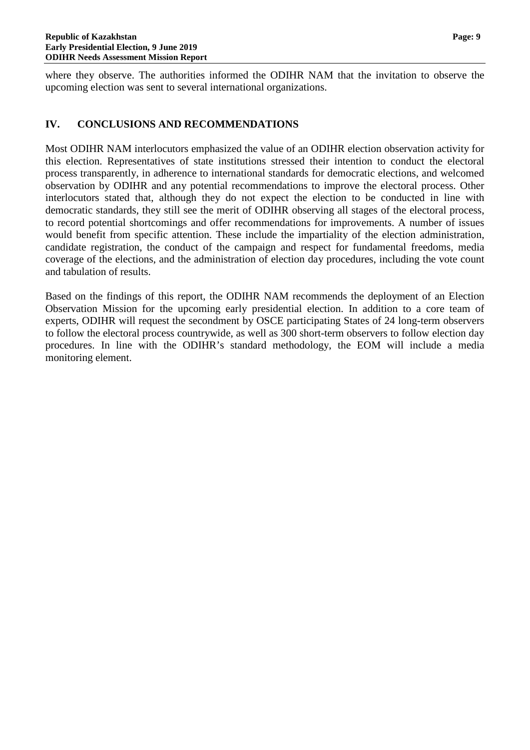where they observe. The authorities informed the ODIHR NAM that the invitation to observe the upcoming election was sent to several international organizations.

## IV. CONCLUSIONS AND RECOMMENDATIONS

Most ODIHR NAM interlocutors emphasized the value of an ODIHR election observation activity for this election. Representatives of state institutions stressed their intention to conduct the electoral process transparently, in adherence to international standards for democratic elections, and welcomed observation by ODIHR and any potential recommendations to improve the electoral process. Other interlocutors stated that, although they do not expect the election to be conducted in line with democratic standards, they still see the merit of ODIHR observing all stages of the electoral process, to record potential shortcomings and offer recommendations for improvements. A number of issues would benefit from specific attention. These include the impartiality of the election administration, candidate registration, the conduct of the campaign and respect for fundamental freedoms, media coverage of the elections, and the administration of election day procedures, including the vote count and tabulation of results.

Based on the findings of this report, the ODIHR NAM recommends the deployment of an Election Observation Mission for the upcoming early presidential election. In addition to a core team of experts, ODIHR will request the secondment by OSCE participating States of 24 long-term observers to follow the electoral process countrywide, as well as 300 short-term observers to follow election day procedures. In line with the ODIHR's standard methodology, the EOM will include a media monitoring element.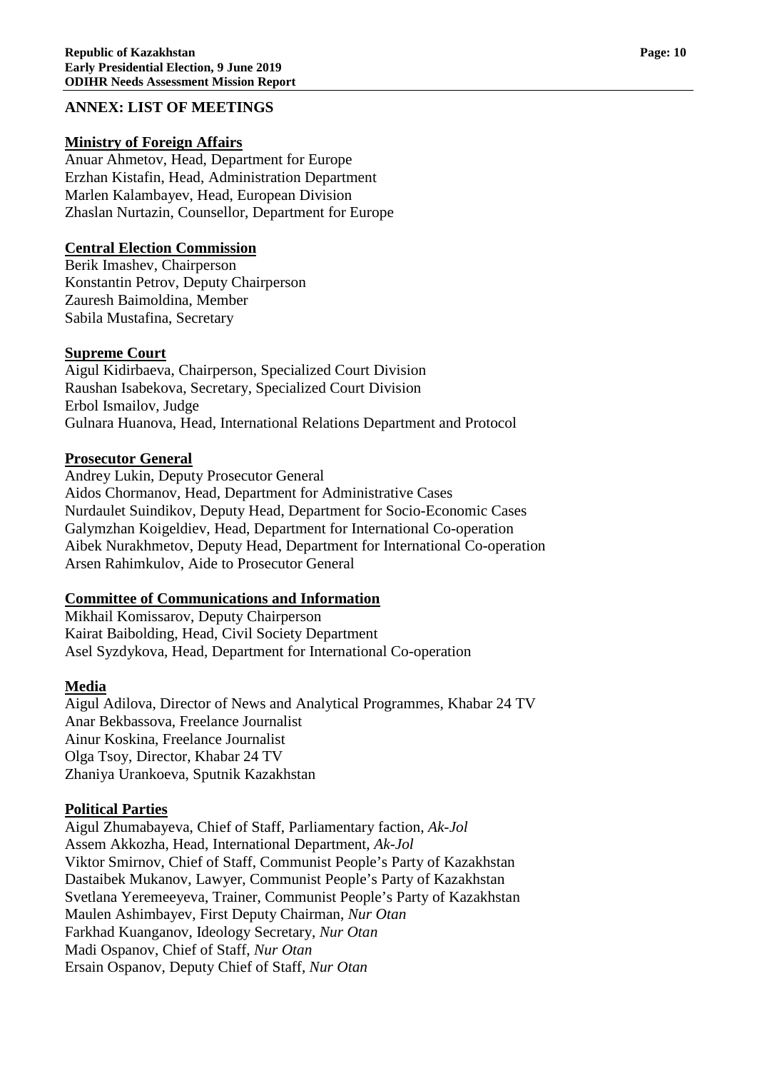## ANNEX: LIST OF MEETINGS

### Ministry of Foreign Affairs

Anuar Ahmetov, Head, Department for Europe
Erzhan Kistafin, Head, Administration Department
Marlen Kalambayev, Head, European Division
Zhaslan Nurtazin, Counsellor, Department for Europe

### Central Election Commission

Berik Imashev, Chairperson
Konstantin Petrov, Deputy Chairperson
Zauresh Baimoldina, Member
Sabila Mustafina, Secretary

### Supreme Court

Aigul Kidirbaeva, Chairperson, Specialized Court Division
Raushan Isabekova, Secretary, Specialized Court Division
Erbol Ismailov, Judge
Gulnara Huanova, Head, International Relations Department and Protocol

### Prosecutor General

Andrey Lukin, Deputy Prosecutor General
Aidos Chormanov, Head, Department for Administrative Cases
Nurdaulet Suindikov, Deputy Head, Department for Socio-Economic Cases
Galymzhan Koigeldiev, Head, Department for International Co-operation
Aibek Nurakhmetov, Deputy Head, Department for International Co-operation
Arsen Rahimkulov, Aide to Prosecutor General

### Committee of Communications and Information

Mikhail Komissarov, Deputy Chairperson
Kairat Baibolding, Head, Civil Society Department
Asel Syzdykova, Head, Department for International Co-operation

### Media

Aigul Adilova, Director of News and Analytical Programmes, Khabar 24 TV
Anar Bekbassova, Freelance Journalist
Ainur Koskina, Freelance Journalist
Olga Tsoy, Director, Khabar 24 TV
Zhaniya Urankoeva, Sputnik Kazakhstan

### Political Parties

Aigul Zhumabayeva, Chief of Staff, Parliamentary faction, *Ak-Jol*
Assem Akkozha, Head, International Department, *Ak-Jol*
Viktor Smirnov, Chief of Staff, Communist People's Party of Kazakhstan
Dastaibek Mukanov, Lawyer, Communist People's Party of Kazakhstan
Svetlana Yeremeeyeva, Trainer, Communist People's Party of Kazakhstan
Maulen Ashimbayev, First Deputy Chairman, *Nur Otan*
Farkhad Kuanganov, Ideology Secretary, *Nur Otan*
Madi Ospanov, Chief of Staff, *Nur Otan*
Ersain Ospanov, Deputy Chief of Staff, *Nur Otan*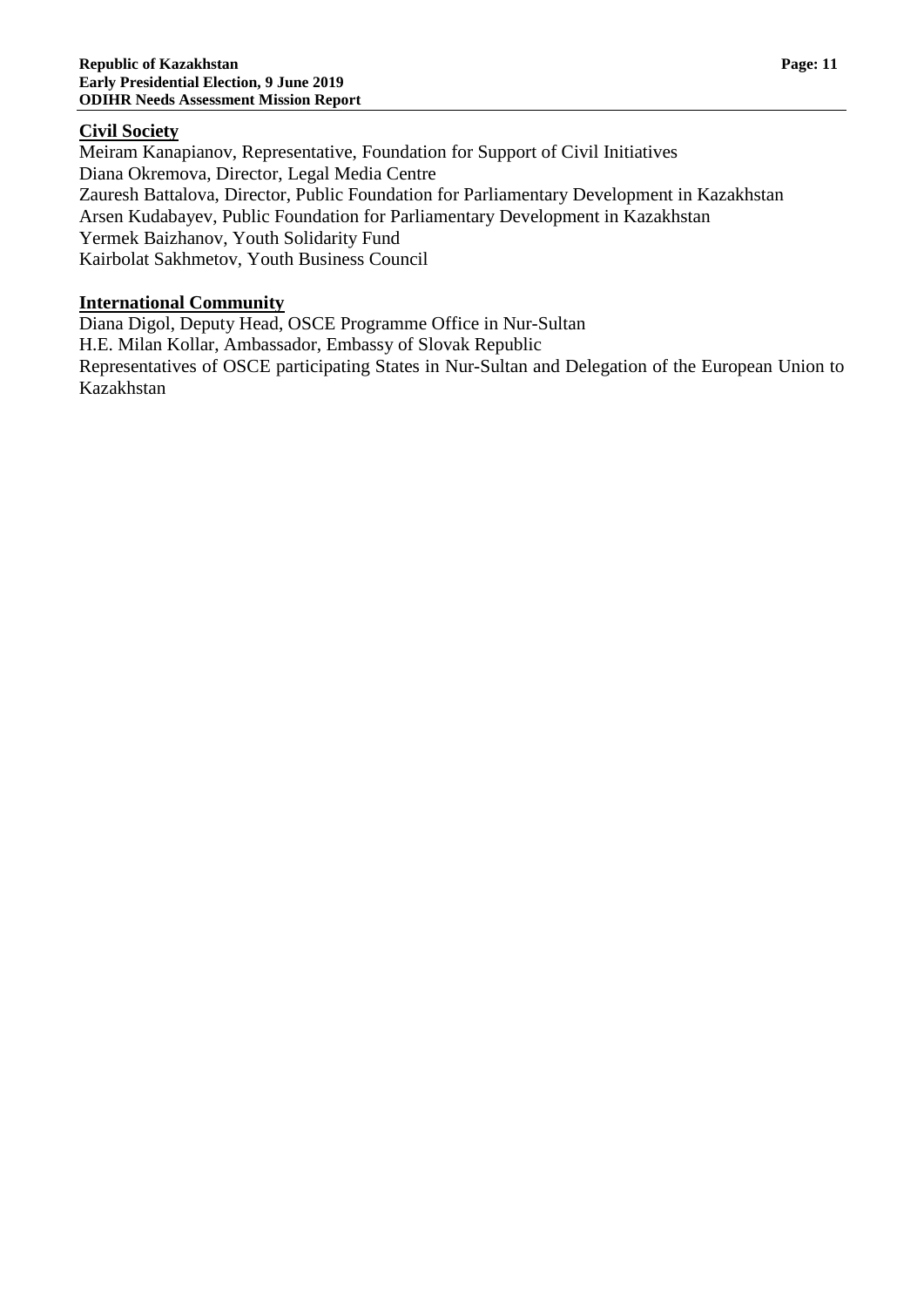**Civil Society**

Meiram Kanapianov, Representative, Foundation for Support of Civil Initiatives
Diana Okremova, Director, Legal Media Centre
Zauresh Battalova, Director, Public Foundation for Parliamentary Development in Kazakhstan
Arsen Kudabayev, Public Foundation for Parliamentary Development in Kazakhstan
Yermek Baizhanov, Youth Solidarity Fund
Kairbolat Sakhmetov, Youth Business Council

**International Community**

Diana Digol, Deputy Head, OSCE Programme Office in Nur-Sultan
H.E. Milan Kollar, Ambassador, Embassy of Slovak Republic
Representatives of OSCE participating States in Nur-Sultan and Delegation of the European Union to Kazakhstan